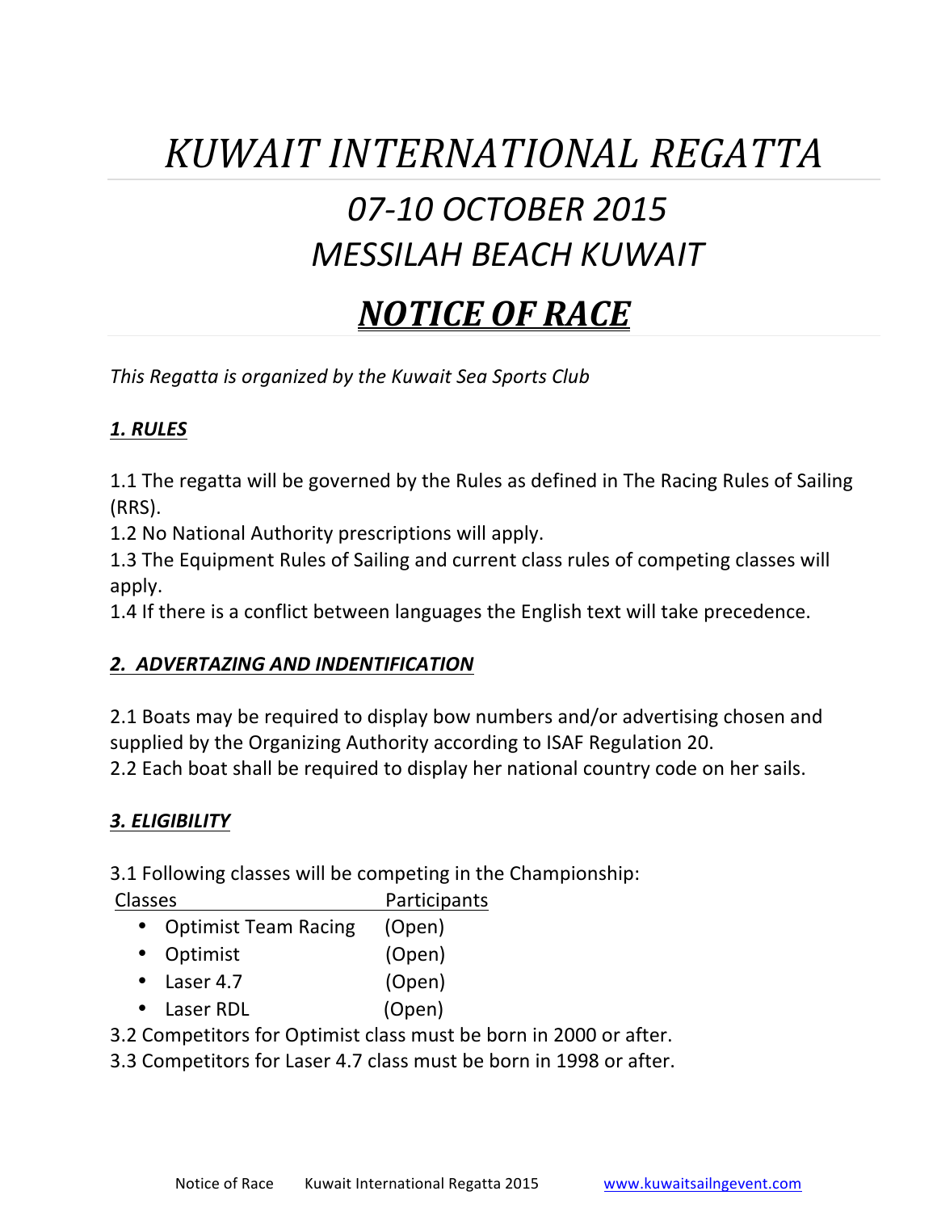# *KUWAIT INTERNATIONAL REGATTA*

## *07-10 OCTOBER 2015*
## *MESSILAH BEACH KUWAIT*

# ***NOTICE OF RACE***

*This Regatta is organized by the Kuwait Sea Sports Club*

### ***1. RULES***

1.1 The regatta will be governed by the Rules as defined in The Racing Rules of Sailing (RRS).
1.2 No National Authority prescriptions will apply.
1.3 The Equipment Rules of Sailing and current class rules of competing classes will apply.
1.4 If there is a conflict between languages the English text will take precedence.

### ***2. ADVERTAZING AND INDENTIFICATION***

2.1 Boats may be required to display bow numbers and/or advertising chosen and supplied by the Organizing Authority according to ISAF Regulation 20.
2.2 Each boat shall be required to display her national country code on her sails.

### ***3. ELIGIBILITY***

3.1 Following classes will be competing in the Championship:

| Classes | Participants |
|---|---|
| • Optimist Team Racing | (Open) |
| • Optimist | (Open) |
| • Laser 4.7 | (Open) |
| • Laser RDL | (Open) |

3.2 Competitors for Optimist class must be born in 2000 or after.
3.3 Competitors for Laser 4.7 class must be born in 1998 or after.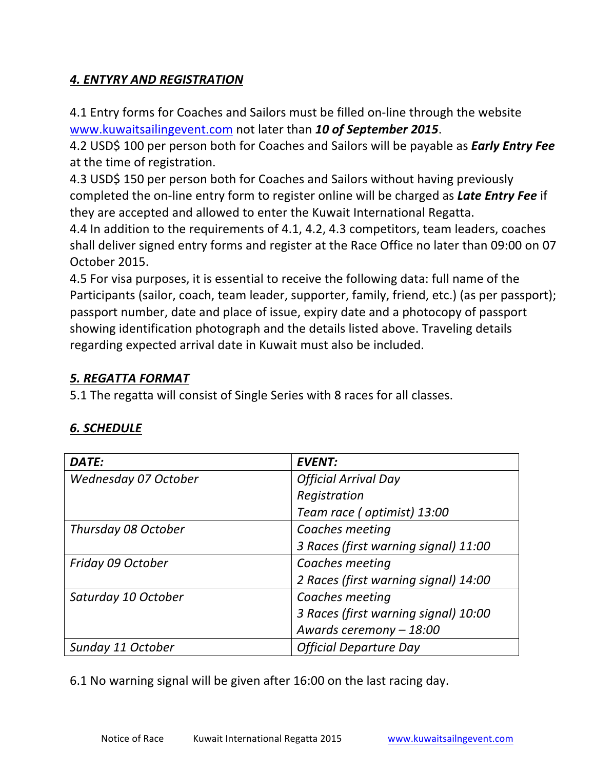## *4. ENTYRY AND REGISTRATION*

4.1 Entry forms for Coaches and Sailors must be filled on-line through the website www.kuwaitsailingevent.com not later than ***10 of September 2015***.
4.2 USD$ 100 per person both for Coaches and Sailors will be payable as ***Early Entry Fee*** at the time of registration.
4.3 USD$ 150 per person both for Coaches and Sailors without having previously completed the on-line entry form to register online will be charged as ***Late Entry Fee*** if they are accepted and allowed to enter the Kuwait International Regatta.
4.4 In addition to the requirements of 4.1, 4.2, 4.3 competitors, team leaders, coaches shall deliver signed entry forms and register at the Race Office no later than 09:00 on 07 October 2015.
4.5 For visa purposes, it is essential to receive the following data: full name of the Participants (sailor, coach, team leader, supporter, family, friend, etc.) (as per passport); passport number, date and place of issue, expiry date and a photocopy of passport showing identification photograph and the details listed above. Traveling details regarding expected arrival date in Kuwait must also be included.

## *5. REGATTA FORMAT*

5.1 The regatta will consist of Single Series with 8 races for all classes.

## *6. SCHEDULE*

| *DATE:* | *EVENT:* |
|---|---|
| *Wednesday 07 October* | *Official Arrival Day*<br>*Registration*<br>*Team race ( optimist) 13:00* |
| *Thursday 08 October* | *Coaches meeting*<br>*3 Races (first warning signal) 11:00* |
| *Friday 09 October* | *Coaches meeting*<br>*2 Races (first warning signal) 14:00* |
| *Saturday 10 October* | *Coaches meeting*<br>*3 Races (first warning signal) 10:00*<br>*Awards ceremony – 18:00* |
| *Sunday 11 October* | *Official Departure Day* |

6.1 No warning signal will be given after 16:00 on the last racing day.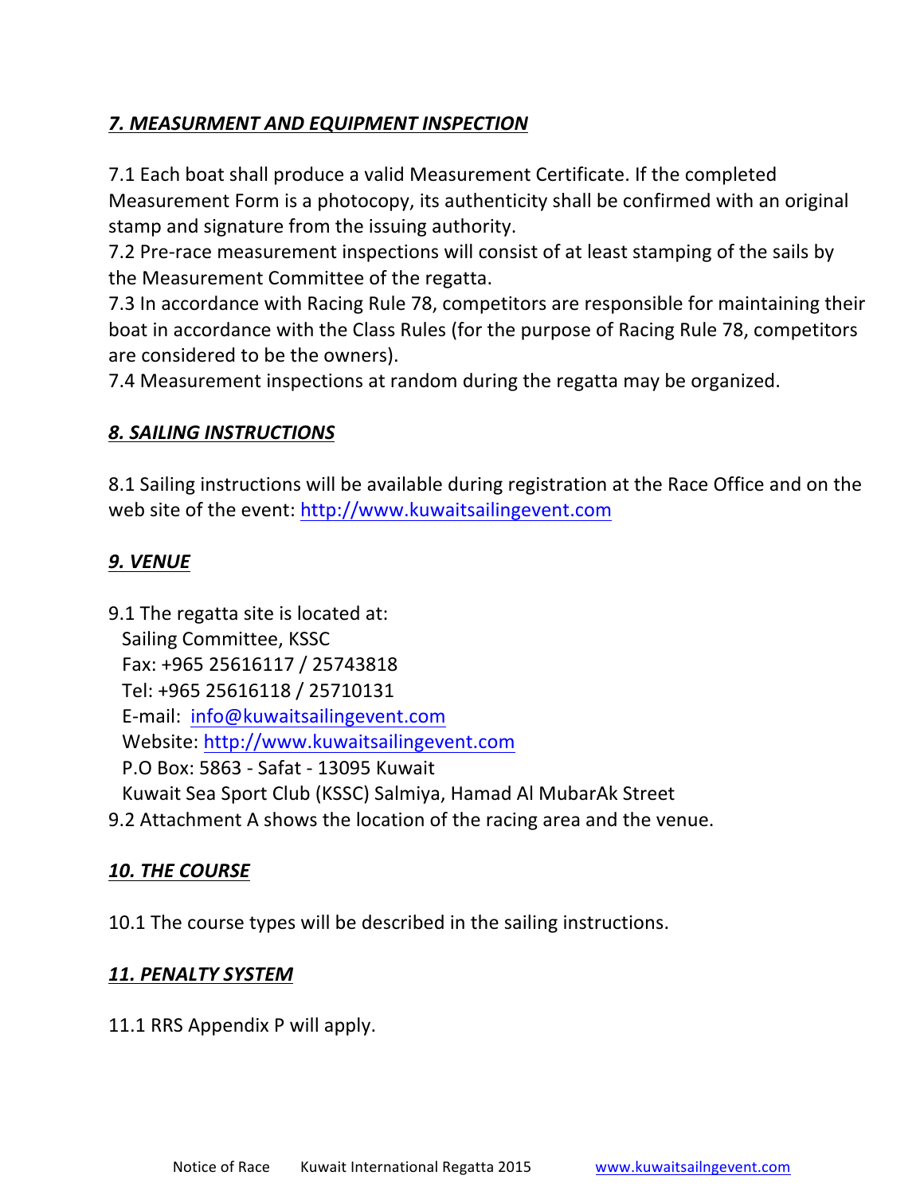## *7. MEASURMENT AND EQUIPMENT INSPECTION*

7.1 Each boat shall produce a valid Measurement Certificate. If the completed Measurement Form is a photocopy, its authenticity shall be confirmed with an original stamp and signature from the issuing authority.
7.2 Pre-race measurement inspections will consist of at least stamping of the sails by the Measurement Committee of the regatta.
7.3 In accordance with Racing Rule 78, competitors are responsible for maintaining their boat in accordance with the Class Rules (for the purpose of Racing Rule 78, competitors are considered to be the owners).
7.4 Measurement inspections at random during the regatta may be organized.

## *8. SAILING INSTRUCTIONS*

8.1 Sailing instructions will be available during registration at the Race Office and on the web site of the event: http://www.kuwaitsailingevent.com

## *9. VENUE*

9.1 The regatta site is located at:
Sailing Committee, KSSC
Fax: +965 25616117 / 25743818
Tel: +965 25616118 / 25710131
E-mail: info@kuwaitsailingevent.com
Website: http://www.kuwaitsailingevent.com
P.O Box: 5863 - Safat - 13095 Kuwait
Kuwait Sea Sport Club (KSSC) Salmiya, Hamad Al MubarAk Street
9.2 Attachment A shows the location of the racing area and the venue.

## *10. THE COURSE*

10.1 The course types will be described in the sailing instructions.

## *11. PENALTY SYSTEM*

11.1 RRS Appendix P will apply.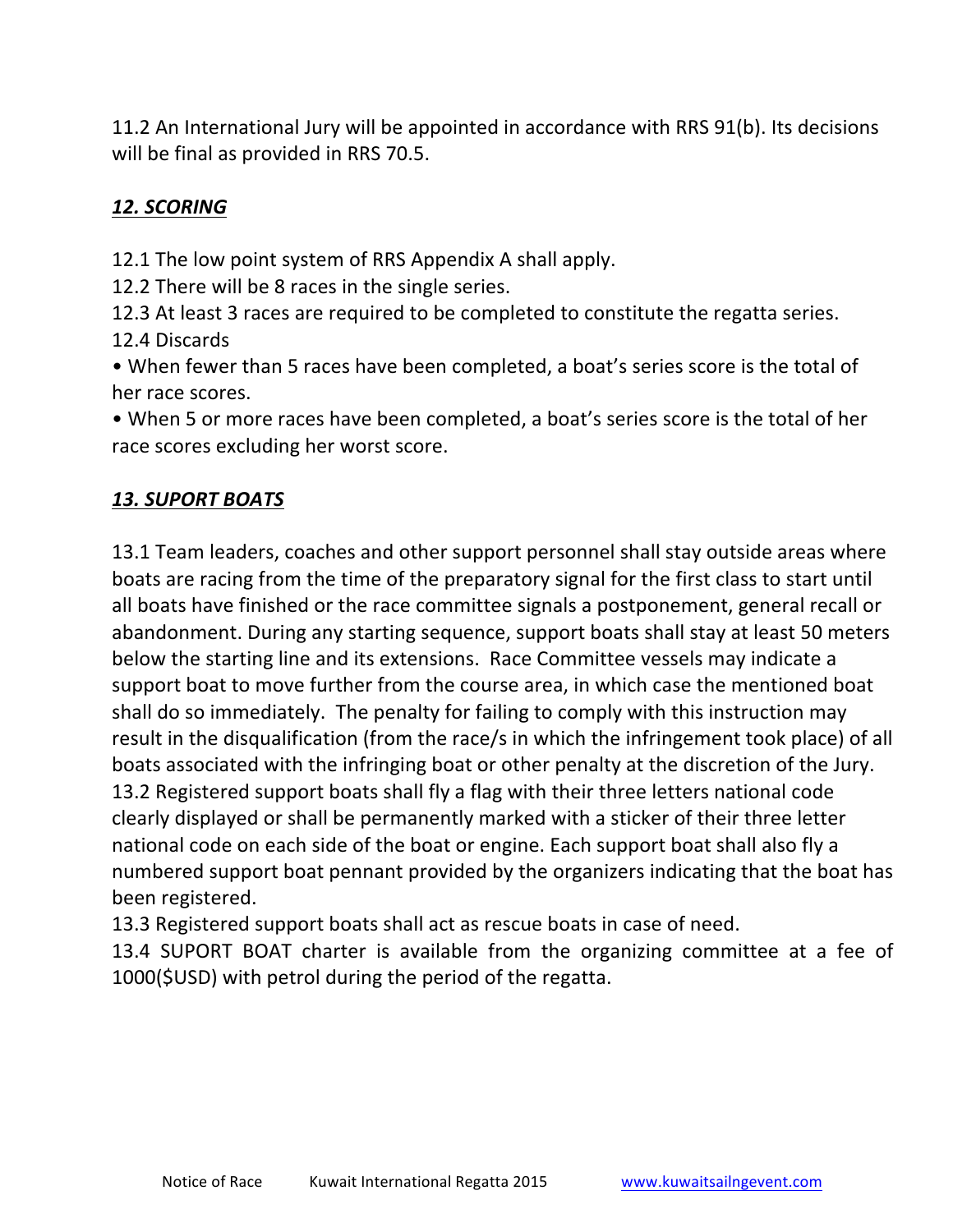11.2 An International Jury will be appointed in accordance with RRS 91(b). Its decisions will be final as provided in RRS 70.5.

## ***12. SCORING***

12.1 The low point system of RRS Appendix A shall apply.
12.2 There will be 8 races in the single series.
12.3 At least 3 races are required to be completed to constitute the regatta series.
12.4 Discards

- When fewer than 5 races have been completed, a boat's series score is the total of her race scores.
- When 5 or more races have been completed, a boat's series score is the total of her race scores excluding her worst score.

## ***13. SUPORT BOATS***

13.1 Team leaders, coaches and other support personnel shall stay outside areas where boats are racing from the time of the preparatory signal for the first class to start until all boats have finished or the race committee signals a postponement, general recall or abandonment. During any starting sequence, support boats shall stay at least 50 meters below the starting line and its extensions. Race Committee vessels may indicate a support boat to move further from the course area, in which case the mentioned boat shall do so immediately. The penalty for failing to comply with this instruction may result in the disqualification (from the race/s in which the infringement took place) of all boats associated with the infringing boat or other penalty at the discretion of the Jury.
13.2 Registered support boats shall fly a flag with their three letters national code clearly displayed or shall be permanently marked with a sticker of their three letter national code on each side of the boat or engine. Each support boat shall also fly a numbered support boat pennant provided by the organizers indicating that the boat has been registered.
13.3 Registered support boats shall act as rescue boats in case of need.
13.4 SUPORT BOAT charter is available from the organizing committee at a fee of 1000($USD) with petrol during the period of the regatta.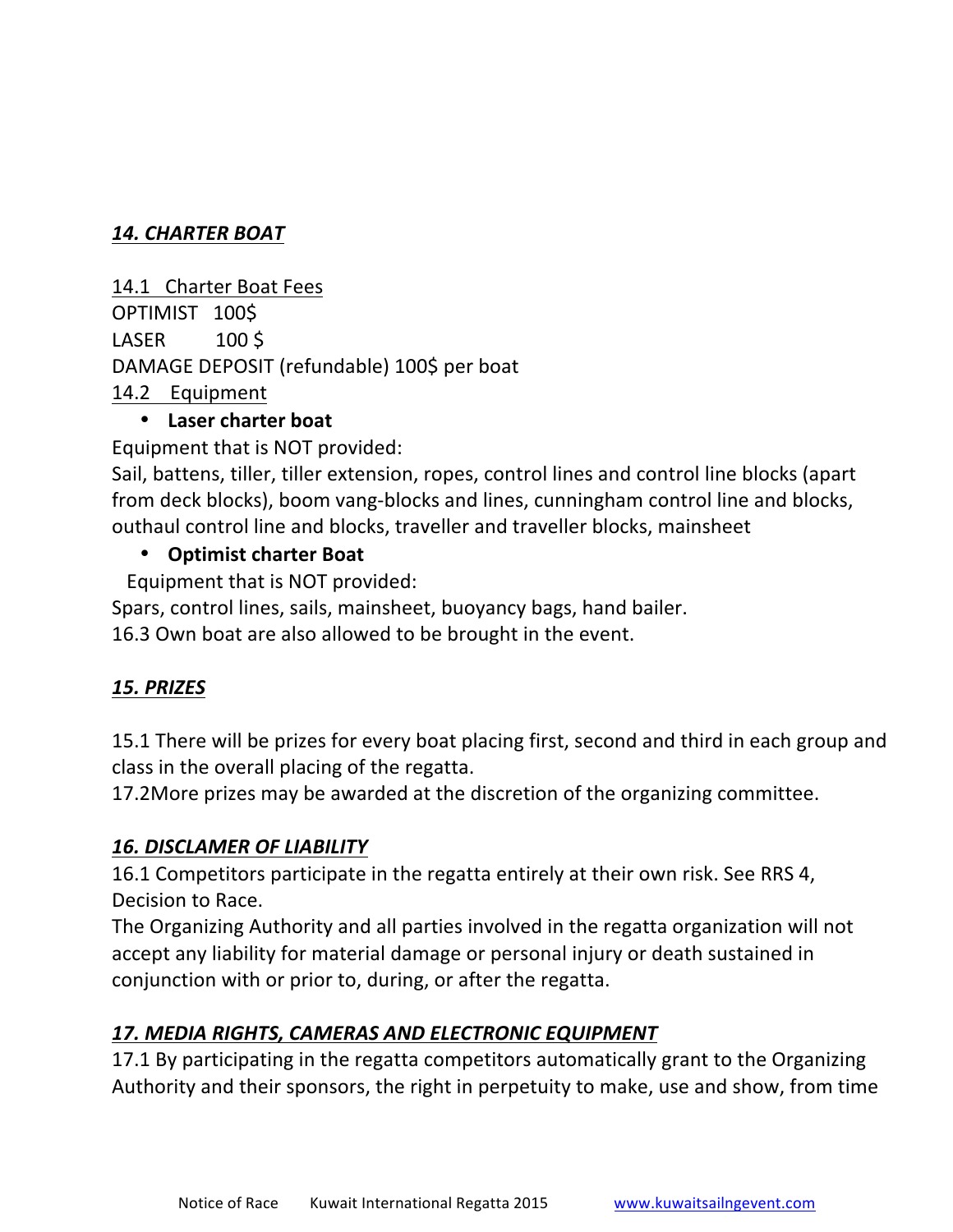## ***14. CHARTER BOAT***

14.1 Charter Boat Fees

OPTIMIST 100$

LASER 100 $

DAMAGE DEPOSIT (refundable) 100$ per boat

14.2 Equipment

- **Laser charter boat**

Equipment that is NOT provided:

Sail, battens, tiller, tiller extension, ropes, control lines and control line blocks (apart from deck blocks), boom vang-blocks and lines, cunningham control line and blocks, outhaul control line and blocks, traveller and traveller blocks, mainsheet

- **Optimist charter Boat**

Equipment that is NOT provided:

Spars, control lines, sails, mainsheet, buoyancy bags, hand bailer.

16.3 Own boat are also allowed to be brought in the event.

## ***15. PRIZES***

15.1 There will be prizes for every boat placing first, second and third in each group and class in the overall placing of the regatta.

17.2More prizes may be awarded at the discretion of the organizing committee.

## ***16. DISCLAMER OF LIABILITY***

16.1 Competitors participate in the regatta entirely at their own risk. See RRS 4, Decision to Race.

The Organizing Authority and all parties involved in the regatta organization will not accept any liability for material damage or personal injury or death sustained in conjunction with or prior to, during, or after the regatta.

## ***17. MEDIA RIGHTS, CAMERAS AND ELECTRONIC EQUIPMENT***

17.1 By participating in the regatta competitors automatically grant to the Organizing Authority and their sponsors, the right in perpetuity to make, use and show, from time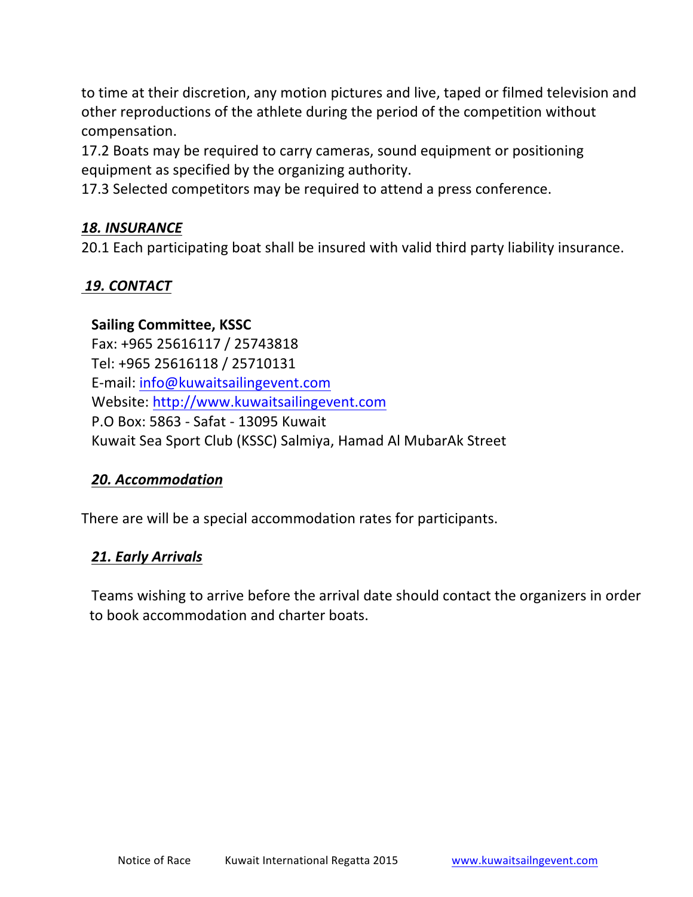to time at their discretion, any motion pictures and live, taped or filmed television and other reproductions of the athlete during the period of the competition without compensation.

17.2 Boats may be required to carry cameras, sound equipment or positioning equipment as specified by the organizing authority.

17.3 Selected competitors may be required to attend a press conference.

## ***18. INSURANCE***

20.1 Each participating boat shall be insured with valid third party liability insurance.

## ***19. CONTACT***

**Sailing Committee, KSSC**
Fax: +965 25616117 / 25743818
Tel: +965 25616118 / 25710131
E-mail: info@kuwaitsailingevent.com
Website: http://www.kuwaitsailingevent.com
P.O Box: 5863 - Safat - 13095 Kuwait
Kuwait Sea Sport Club (KSSC) Salmiya, Hamad Al MubarAk Street

## ***20. Accommodation***

There are will be a special accommodation rates for participants.

## ***21. Early Arrivals***

Teams wishing to arrive before the arrival date should contact the organizers in order to book accommodation and charter boats.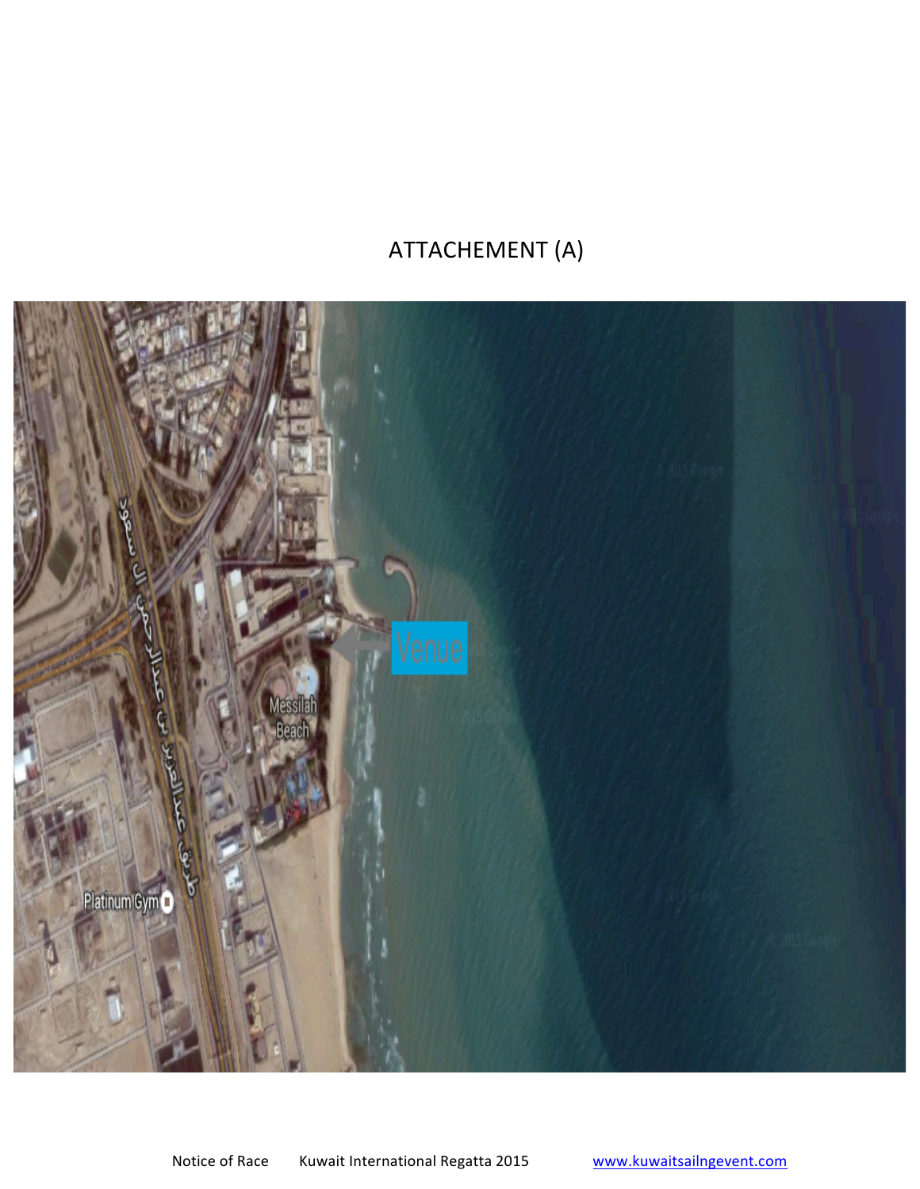ATTACHEMENT (A)

Venue

Messilah Beach

Platinum Gym

طريق عبدالعزيز بن عبدالرحمن ال سعود